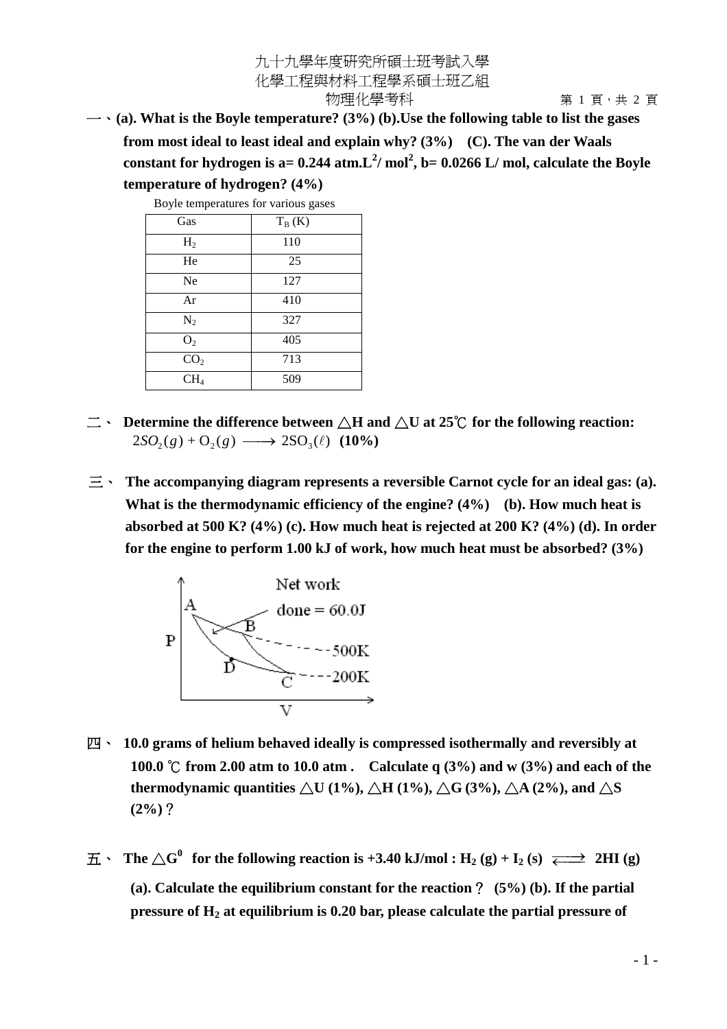九十九學年度研究所碩士班考試入學
化學工程與材料工程學系碩士班乙組
物理化學考科

一、(a). What is the Boyle temperature? (3%) (b).Use the following table to list the gases from most ideal to least ideal and explain why? (3%) (C). The van der Waals constant for hydrogen is a= 0.244 atm.L$^2$/ mol$^2$, b= 0.0266 L/ mol, calculate the Boyle temperature of hydrogen? (4%)

Boyle temperatures for various gases

| Gas | $T_B$ (K) |
|---|---|
| $H_2$ | 110 |
| He | 25 |
| Ne | 127 |
| Ar | 410 |
| $N_2$ | 327 |
| $O_2$ | 405 |
| $CO_2$ | 713 |
| $CH_4$ | 509 |

二、 Determine the difference between △H and △U at 25℃ for the following reaction:

$2SO_2(g) + O_2(g) \longrightarrow 2SO_3(\ell)$ (10%)

三、 The accompanying diagram represents a reversible Carnot cycle for an ideal gas: (a). What is the thermodynamic efficiency of the engine? (4%) (b). How much heat is absorbed at 500 K? (4%) (c). How much heat is rejected at 200 K? (4%) (d). In order for the engine to perform 1.00 kJ of work, how much heat must be absorbed? (3%)

Net work done = 60.0J; A, B at 500K; C, D at 200K (P vs. V diagram)

四、 10.0 grams of helium behaved ideally is compressed isothermally and reversibly at 100.0 ℃ from 2.00 atm to 10.0 atm . Calculate q (3%) and w (3%) and each of the thermodynamic quantities △U (1%), △H (1%), △G (3%), △A (2%), and △S (2%)?

五、 The $\triangle G^0$ for the following reaction is +3.40 kJ/mol : $H_2(g) + I_2(s) \rightleftharpoons 2HI(g)$

(a). Calculate the equilibrium constant for the reaction？ (5%) (b). If the partial pressure of $H_2$ at equilibrium is 0.20 bar, please calculate the partial pressure of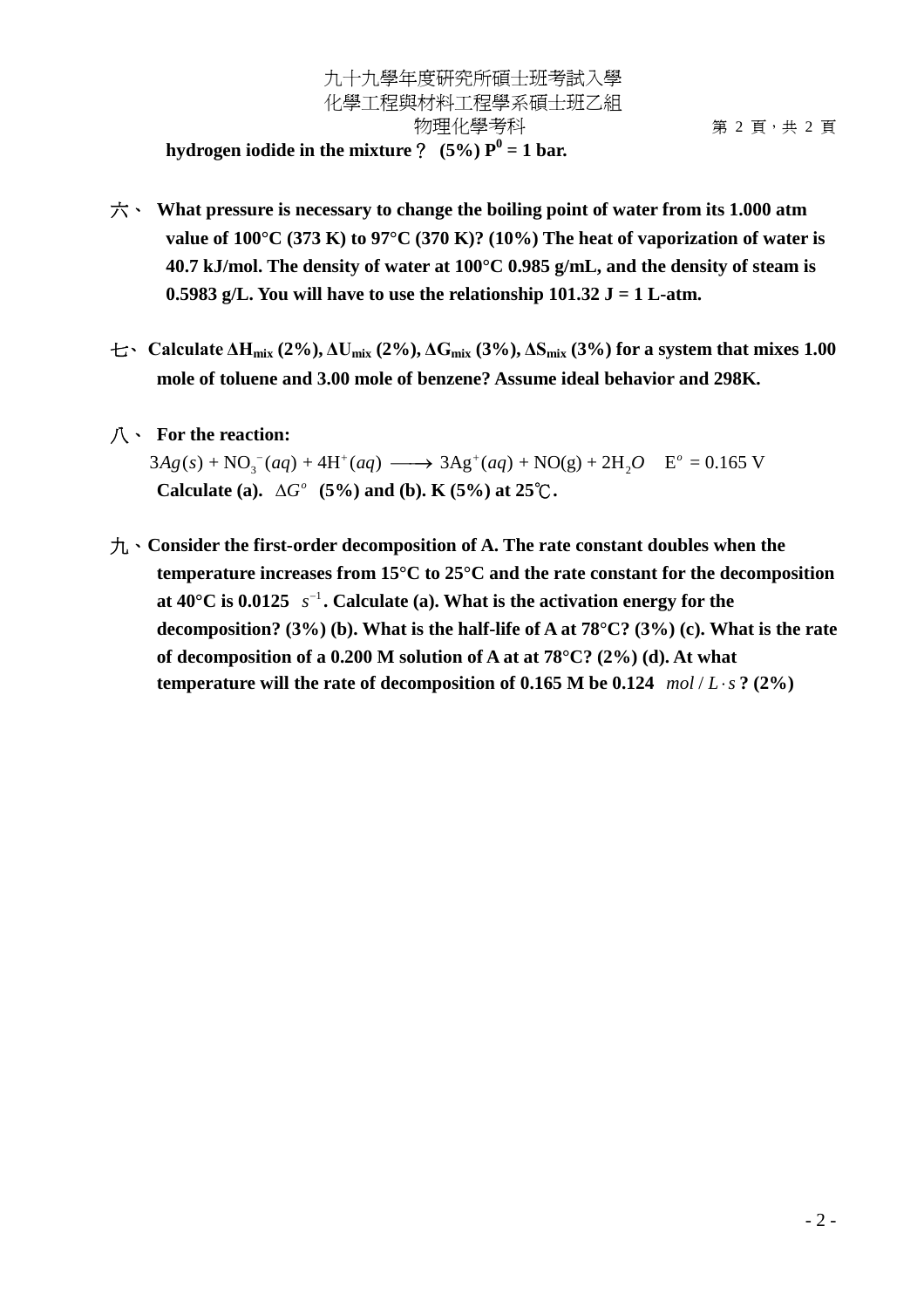**hydrogen iodide in the mixture？ (5%) $P^0 = 1$ bar.**

六、 **What pressure is necessary to change the boiling point of water from its 1.000 atm value of 100°C (373 K) to 97°C (370 K)? (10%) The heat of vaporization of water is 40.7 kJ/mol. The density of water at 100°C 0.985 g/mL, and the density of steam is 0.5983 g/L. You will have to use the relationship 101.32 J = 1 L-atm.**

七、 **Calculate $\Delta H_{mix}$ (2%), $\Delta U_{mix}$ (2%), $\Delta G_{mix}$ (3%), $\Delta S_{mix}$ (3%) for a system that mixes 1.00 mole of toluene and 3.00 mole of benzene? Assume ideal behavior and 298K.**

八、 **For the reaction:**

$$3Ag(s) + NO_3^-(aq) + 4H^+(aq) \longrightarrow 3Ag^+(aq) + NO(g) + 2H_2O \quad E^o = 0.165 \text{ V}$$

**Calculate (a). $\Delta G^o$ (5%) and (b). K (5%) at 25℃.**

九、 **Consider the first-order decomposition of A. The rate constant doubles when the temperature increases from 15°C to 25°C and the rate constant for the decomposition at 40°C is 0.0125 $s^{-1}$. Calculate (a). What is the activation energy for the decomposition? (3%) (b). What is the half-life of A at 78°C? (3%) (c). What is the rate of decomposition of a 0.200 M solution of A at at 78°C? (2%) (d). At what temperature will the rate of decomposition of 0.165 M be 0.124 $mol/L \cdot s$? (2%)**